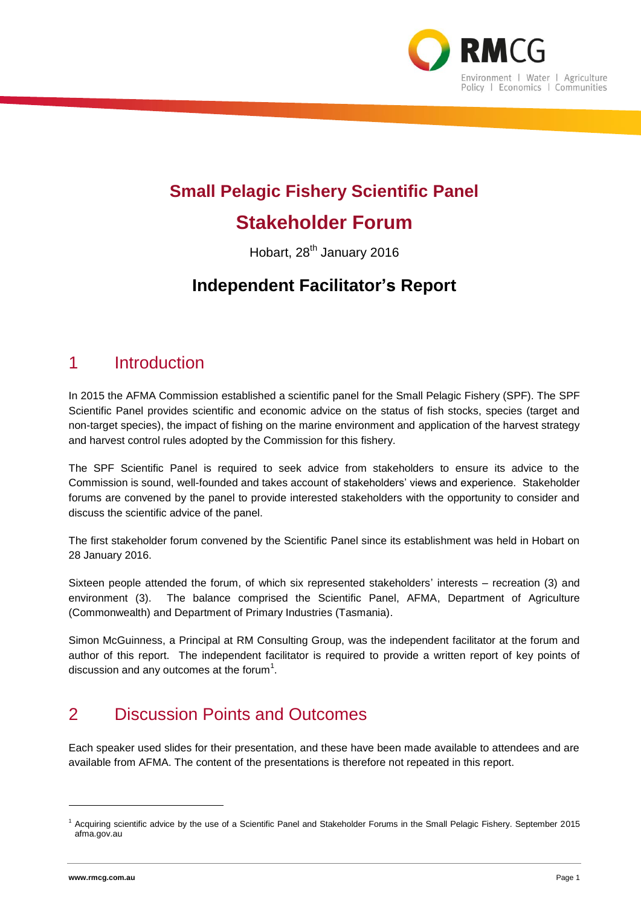# Small Pelagic Fishery Scientific Panel

# Stakeholder Forum

Hobart, 28th January 2016

## Independent Facilitator's Report

## 1 Introduction

In 2015 the AFMA Commission established a scientific panel for the Small Pelagic Fishery (SPF). The SPF Scientific Panel provides scientific and economic advice on the status of fish stocks, species (target and non-target species), the impact of fishing on the marine environment and application of the harvest strategy and harvest control rules adopted by the Commission for this fishery.

The SPF Scientific Panel is required to seek advice from stakeholders to ensure its advice to the Commission is sound, well-founded and takes account of stakeholders' views and experience. Stakeholder forums are convened by the panel to provide interested stakeholders with the opportunity to consider and discuss the scientific advice of the panel.

The first stakeholder forum convened by the Scientific Panel since its establishment was held in Hobart on 28 January 2016.

Sixteen people attended the forum, of which six represented stakeholders' interests – recreation (3) and environment (3). The balance comprised the Scientific Panel, AFMA, Department of Agriculture (Commonwealth) and Department of Primary Industries (Tasmania).

Simon McGuinness, a Principal at RM Consulting Group, was the independent facilitator at the forum and author of this report. The independent facilitator is required to provide a written report of key points of discussion and any outcomes at the forum[1].

## 2 Discussion Points and Outcomes

Each speaker used slides for their presentation, and these have been made available to attendees and are available from AFMA. The content of the presentations is therefore not repeated in this report.

---

[1] Acquiring scientific advice by the use of a Scientific Panel and Stakeholder Forums in the Small Pelagic Fishery. September 2015 afma.gov.au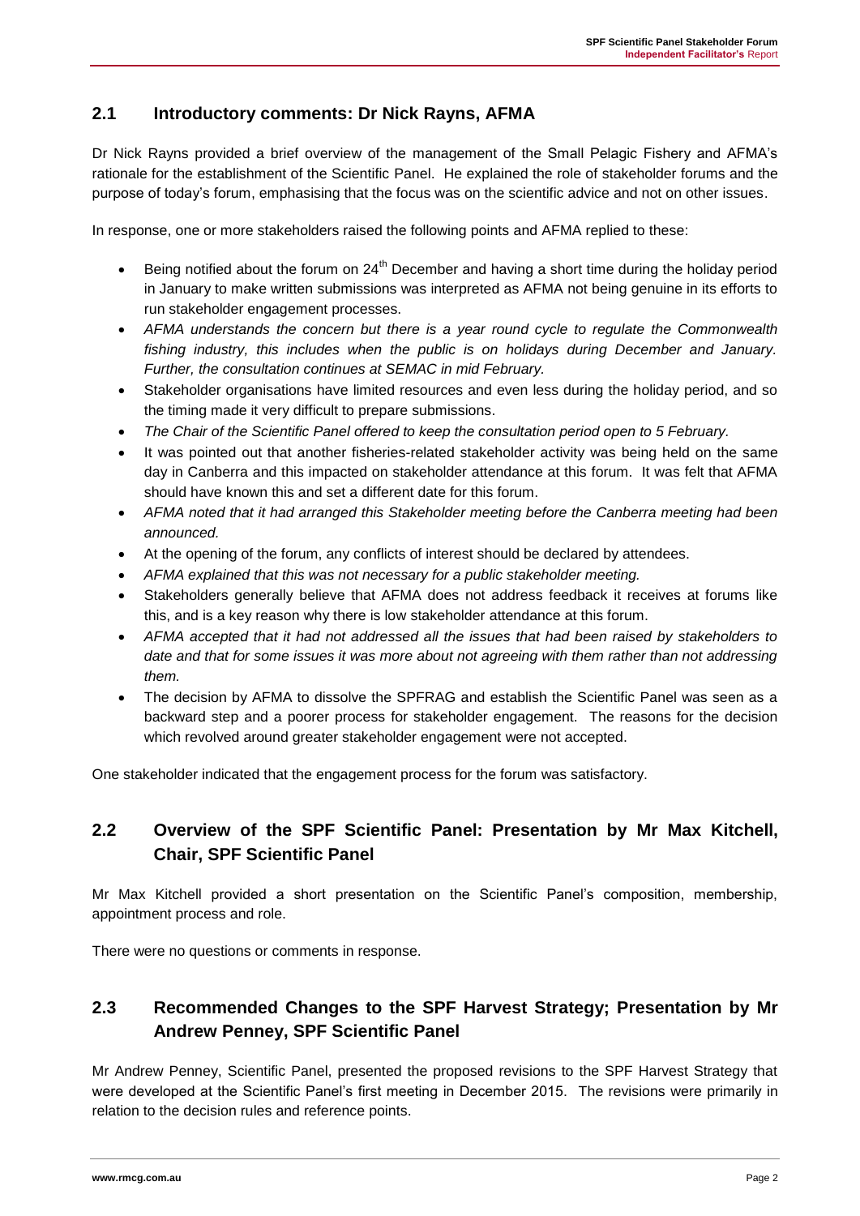## 2.1 Introductory comments: Dr Nick Rayns, AFMA

Dr Nick Rayns provided a brief overview of the management of the Small Pelagic Fishery and AFMA's rationale for the establishment of the Scientific Panel. He explained the role of stakeholder forums and the purpose of today's forum, emphasising that the focus was on the scientific advice and not on other issues.

In response, one or more stakeholders raised the following points and AFMA replied to these:

- Being notified about the forum on 24th December and having a short time during the holiday period in January to make written submissions was interpreted as AFMA not being genuine in its efforts to run stakeholder engagement processes.
- *AFMA understands the concern but there is a year round cycle to regulate the Commonwealth fishing industry, this includes when the public is on holidays during December and January. Further, the consultation continues at SEMAC in mid February.*
- Stakeholder organisations have limited resources and even less during the holiday period, and so the timing made it very difficult to prepare submissions.
- *The Chair of the Scientific Panel offered to keep the consultation period open to 5 February.*
- It was pointed out that another fisheries-related stakeholder activity was being held on the same day in Canberra and this impacted on stakeholder attendance at this forum. It was felt that AFMA should have known this and set a different date for this forum.
- *AFMA noted that it had arranged this Stakeholder meeting before the Canberra meeting had been announced.*
- At the opening of the forum, any conflicts of interest should be declared by attendees.
- *AFMA explained that this was not necessary for a public stakeholder meeting.*
- Stakeholders generally believe that AFMA does not address feedback it receives at forums like this, and is a key reason why there is low stakeholder attendance at this forum.
- *AFMA accepted that it had not addressed all the issues that had been raised by stakeholders to date and that for some issues it was more about not agreeing with them rather than not addressing them.*
- The decision by AFMA to dissolve the SPFRAG and establish the Scientific Panel was seen as a backward step and a poorer process for stakeholder engagement. The reasons for the decision which revolved around greater stakeholder engagement were not accepted.

One stakeholder indicated that the engagement process for the forum was satisfactory.

## 2.2 Overview of the SPF Scientific Panel: Presentation by Mr Max Kitchell, Chair, SPF Scientific Panel

Mr Max Kitchell provided a short presentation on the Scientific Panel's composition, membership, appointment process and role.

There were no questions or comments in response.

## 2.3 Recommended Changes to the SPF Harvest Strategy; Presentation by Mr Andrew Penney, SPF Scientific Panel

Mr Andrew Penney, Scientific Panel, presented the proposed revisions to the SPF Harvest Strategy that were developed at the Scientific Panel's first meeting in December 2015. The revisions were primarily in relation to the decision rules and reference points.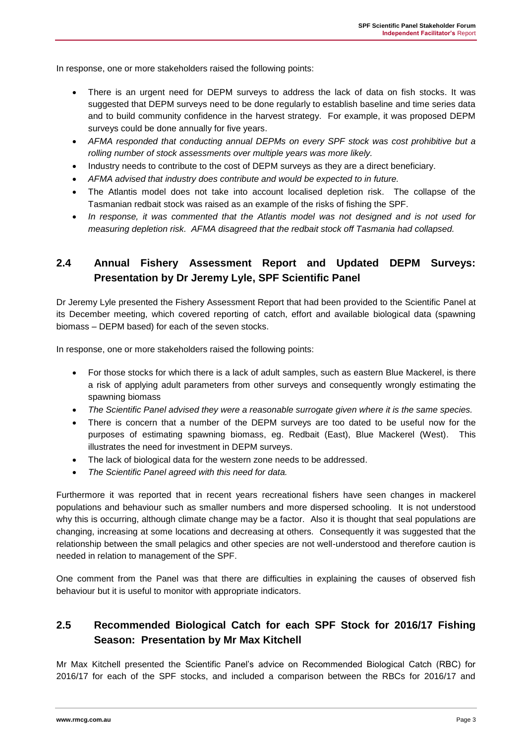In response, one or more stakeholders raised the following points:

- There is an urgent need for DEPM surveys to address the lack of data on fish stocks. It was suggested that DEPM surveys need to be done regularly to establish baseline and time series data and to build community confidence in the harvest strategy. For example, it was proposed DEPM surveys could be done annually for five years.
- *AFMA responded that conducting annual DEPMs on every SPF stock was cost prohibitive but a rolling number of stock assessments over multiple years was more likely.*
- Industry needs to contribute to the cost of DEPM surveys as they are a direct beneficiary.
- *AFMA advised that industry does contribute and would be expected to in future.*
- The Atlantis model does not take into account localised depletion risk. The collapse of the Tasmanian redbait stock was raised as an example of the risks of fishing the SPF.
- *In response, it was commented that the Atlantis model was not designed and is not used for measuring depletion risk. AFMA disagreed that the redbait stock off Tasmania had collapsed.*

## 2.4 Annual Fishery Assessment Report and Updated DEPM Surveys: Presentation by Dr Jeremy Lyle, SPF Scientific Panel

Dr Jeremy Lyle presented the Fishery Assessment Report that had been provided to the Scientific Panel at its December meeting, which covered reporting of catch, effort and available biological data (spawning biomass – DEPM based) for each of the seven stocks.

In response, one or more stakeholders raised the following points:

- For those stocks for which there is a lack of adult samples, such as eastern Blue Mackerel, is there a risk of applying adult parameters from other surveys and consequently wrongly estimating the spawning biomass
- *The Scientific Panel advised they were a reasonable surrogate given where it is the same species.*
- There is concern that a number of the DEPM surveys are too dated to be useful now for the purposes of estimating spawning biomass, eg. Redbait (East), Blue Mackerel (West). This illustrates the need for investment in DEPM surveys.
- The lack of biological data for the western zone needs to be addressed.
- *The Scientific Panel agreed with this need for data.*

Furthermore it was reported that in recent years recreational fishers have seen changes in mackerel populations and behaviour such as smaller numbers and more dispersed schooling. It is not understood why this is occurring, although climate change may be a factor. Also it is thought that seal populations are changing, increasing at some locations and decreasing at others. Consequently it was suggested that the relationship between the small pelagics and other species are not well-understood and therefore caution is needed in relation to management of the SPF.

One comment from the Panel was that there are difficulties in explaining the causes of observed fish behaviour but it is useful to monitor with appropriate indicators.

## 2.5 Recommended Biological Catch for each SPF Stock for 2016/17 Fishing Season: Presentation by Mr Max Kitchell

Mr Max Kitchell presented the Scientific Panel's advice on Recommended Biological Catch (RBC) for 2016/17 for each of the SPF stocks, and included a comparison between the RBCs for 2016/17 and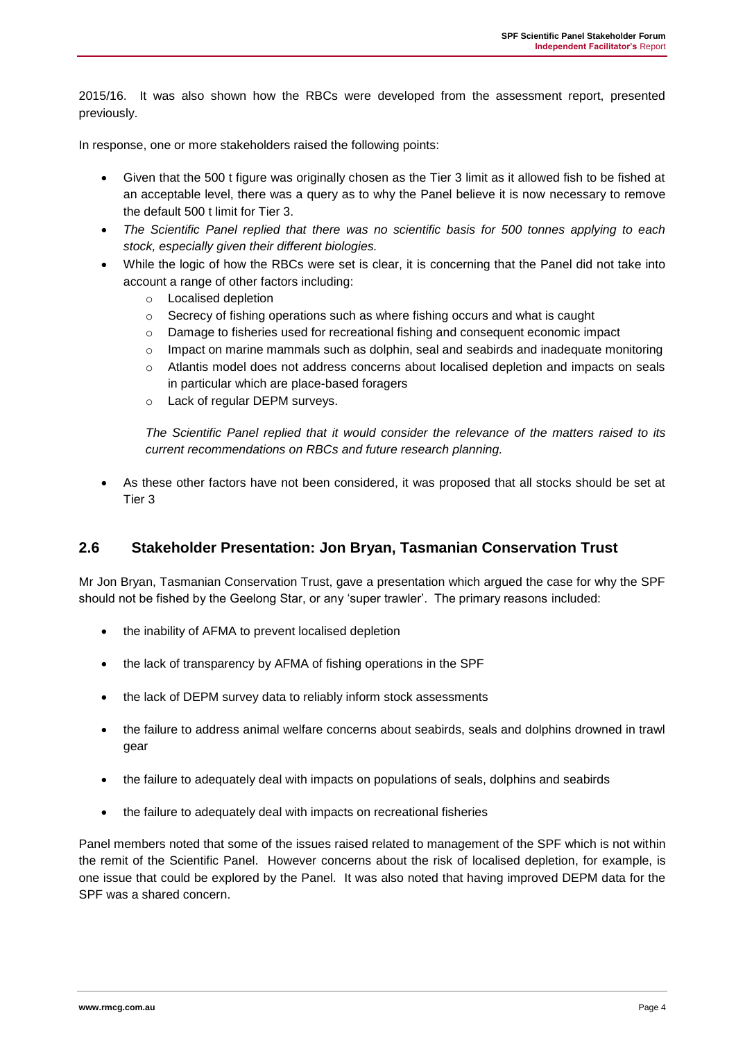2015/16. It was also shown how the RBCs were developed from the assessment report, presented previously.

In response, one or more stakeholders raised the following points:

- Given that the 500 t figure was originally chosen as the Tier 3 limit as it allowed fish to be fished at an acceptable level, there was a query as to why the Panel believe it is now necessary to remove the default 500 t limit for Tier 3.
- *The Scientific Panel replied that there was no scientific basis for 500 tonnes applying to each stock, especially given their different biologies.*
- While the logic of how the RBCs were set is clear, it is concerning that the Panel did not take into account a range of other factors including:
  - Localised depletion
  - Secrecy of fishing operations such as where fishing occurs and what is caught
  - Damage to fisheries used for recreational fishing and consequent economic impact
  - Impact on marine mammals such as dolphin, seal and seabirds and inadequate monitoring
  - Atlantis model does not address concerns about localised depletion and impacts on seals in particular which are place-based foragers
  - Lack of regular DEPM surveys.

  *The Scientific Panel replied that it would consider the relevance of the matters raised to its current recommendations on RBCs and future research planning.*

- As these other factors have not been considered, it was proposed that all stocks should be set at Tier 3

## 2.6 Stakeholder Presentation: Jon Bryan, Tasmanian Conservation Trust

Mr Jon Bryan, Tasmanian Conservation Trust, gave a presentation which argued the case for why the SPF should not be fished by the Geelong Star, or any 'super trawler'. The primary reasons included:

- the inability of AFMA to prevent localised depletion
- the lack of transparency by AFMA of fishing operations in the SPF
- the lack of DEPM survey data to reliably inform stock assessments
- the failure to address animal welfare concerns about seabirds, seals and dolphins drowned in trawl gear
- the failure to adequately deal with impacts on populations of seals, dolphins and seabirds
- the failure to adequately deal with impacts on recreational fisheries

Panel members noted that some of the issues raised related to management of the SPF which is not within the remit of the Scientific Panel. However concerns about the risk of localised depletion, for example, is one issue that could be explored by the Panel. It was also noted that having improved DEPM data for the SPF was a shared concern.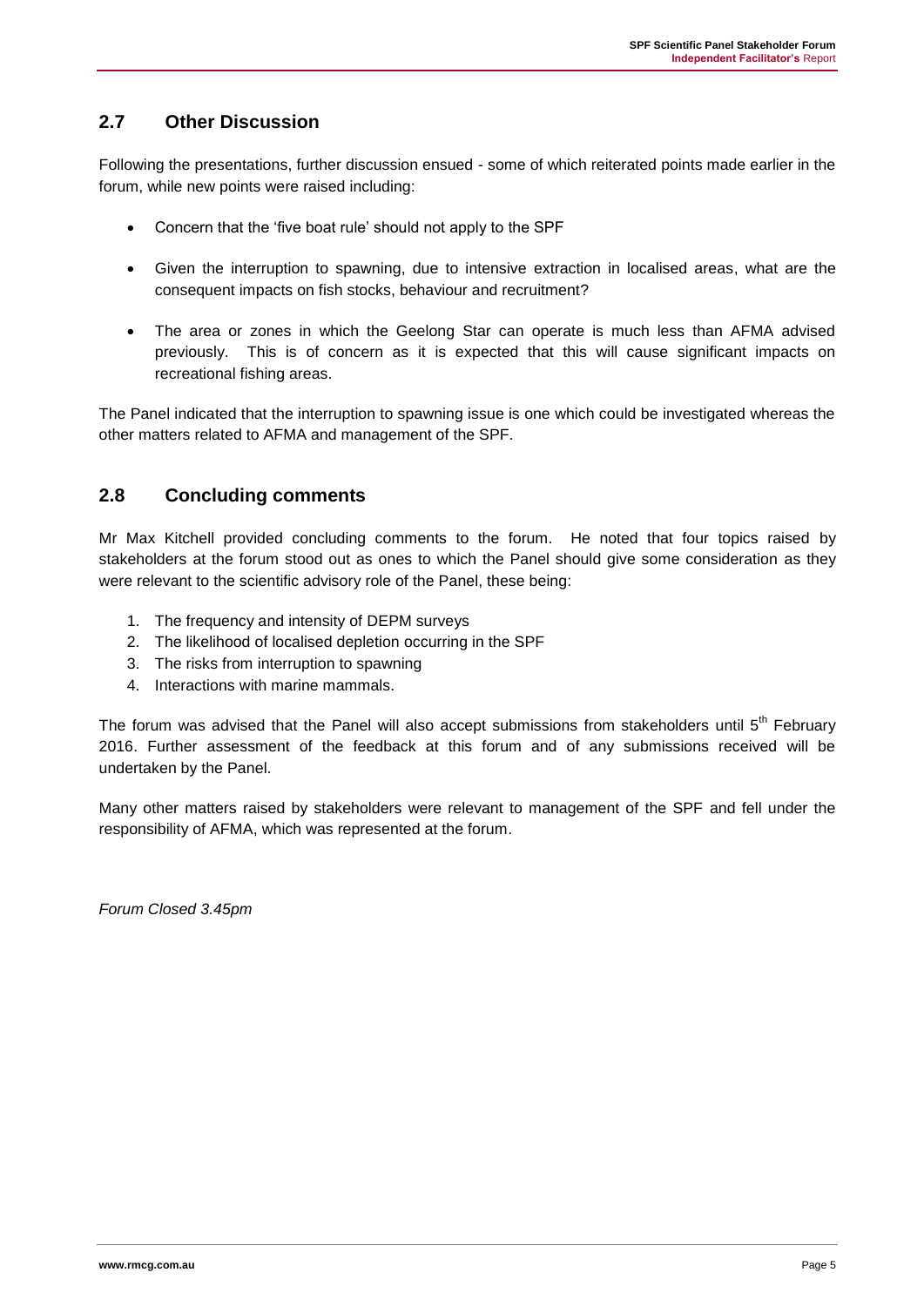## 2.7 Other Discussion

Following the presentations, further discussion ensued - some of which reiterated points made earlier in the forum, while new points were raised including:

- Concern that the 'five boat rule' should not apply to the SPF
- Given the interruption to spawning, due to intensive extraction in localised areas, what are the consequent impacts on fish stocks, behaviour and recruitment?
- The area or zones in which the Geelong Star can operate is much less than AFMA advised previously. This is of concern as it is expected that this will cause significant impacts on recreational fishing areas.

The Panel indicated that the interruption to spawning issue is one which could be investigated whereas the other matters related to AFMA and management of the SPF.

## 2.8 Concluding comments

Mr Max Kitchell provided concluding comments to the forum. He noted that four topics raised by stakeholders at the forum stood out as ones to which the Panel should give some consideration as they were relevant to the scientific advisory role of the Panel, these being:

1. The frequency and intensity of DEPM surveys
2. The likelihood of localised depletion occurring in the SPF
3. The risks from interruption to spawning
4. Interactions with marine mammals.

The forum was advised that the Panel will also accept submissions from stakeholders until 5th February 2016. Further assessment of the feedback at this forum and of any submissions received will be undertaken by the Panel.

Many other matters raised by stakeholders were relevant to management of the SPF and fell under the responsibility of AFMA, which was represented at the forum.

*Forum Closed 3.45pm*